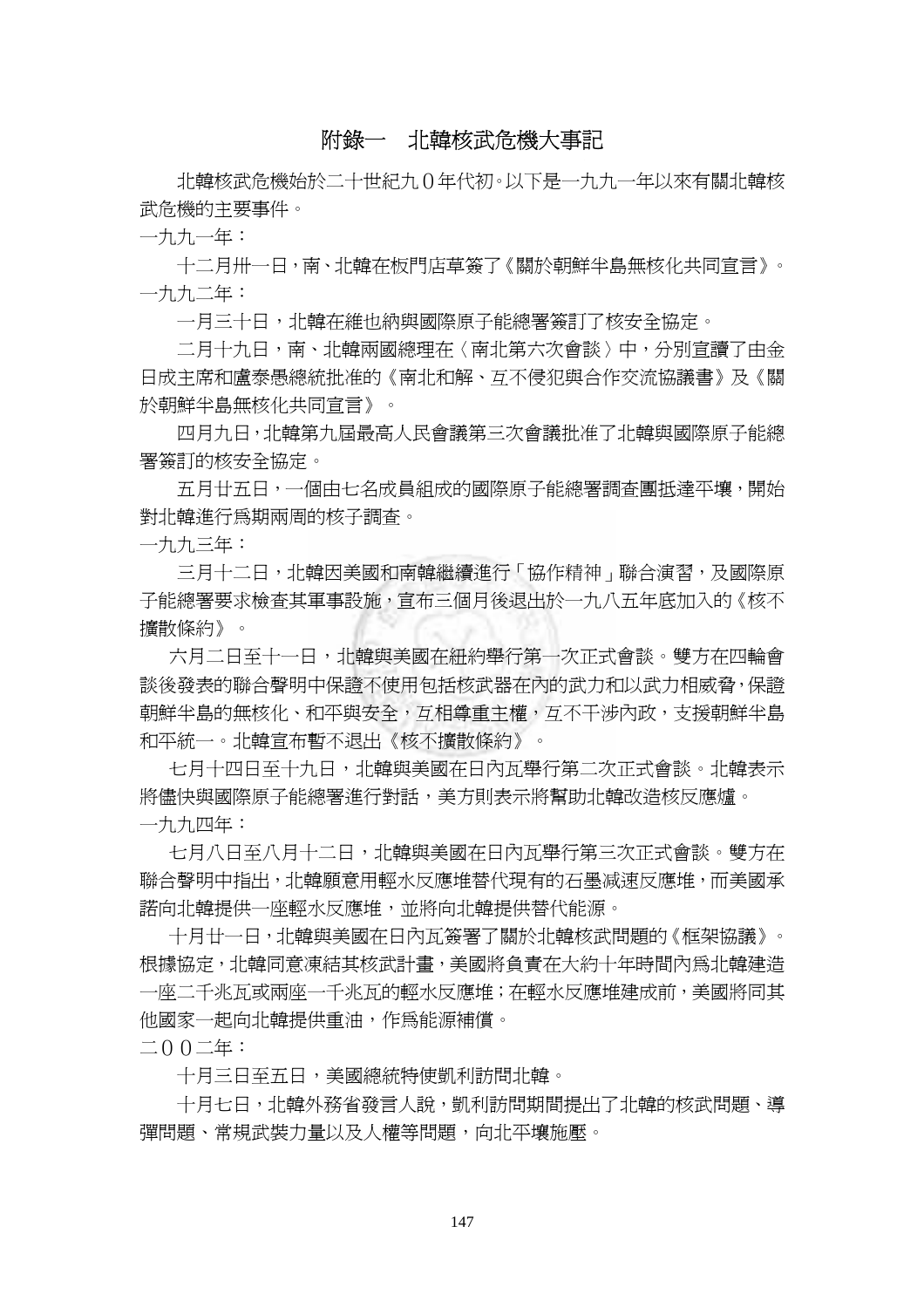## 附錄一　北韓核武危機大事記

北韓核武危機始於二十世紀九０年代初。以下是一九九一年以來有關北韓核武危機的主要事件。

一九九一年：

十二月卅一日，南、北韓在板門店草簽了《關於朝鮮半島無核化共同宣言》。

一九九二年：

一月三十日，北韓在維也納與國際原子能總署簽訂了核安全協定。

二月十九日，南、北韓兩國總理在〈南北第六次會談〉中，分別宣讀了由金日成主席和盧泰愚總統批准的《南北和解、互不侵犯與合作交流協議書》及《關於朝鮮半島無核化共同宣言》。

四月九日，北韓第九屆最高人民會議第三次會議批准了北韓與國際原子能總署簽訂的核安全協定。

五月廿五日，一個由七名成員組成的國際原子能總署調查團抵達平壤，開始對北韓進行為期兩周的核子調查。

一九九三年：

三月十二日，北韓因美國和南韓繼續進行「協作精神」聯合演習，及國際原子能總署要求檢查其軍事設施，宣布三個月後退出於一九八五年底加入的《核不擴散條約》。

六月二日至十一日，北韓與美國在紐約舉行第一次正式會談。雙方在四輪會談後發表的聯合聲明中保證不使用包括核武器在內的武力和以武力相威脅，保證朝鮮半島的無核化、和平與安全，互相尊重主權，互不干涉內政，支援朝鮮半島和平統一。北韓宣布暫不退出《核不擴散條約》。

七月十四日至十九日，北韓與美國在日內瓦舉行第二次正式會談。北韓表示將儘快與國際原子能總署進行對話，美方則表示將幫助北韓改造核反應爐。

一九九四年：

七月八日至八月十二日，北韓與美國在日內瓦舉行第三次正式會談。雙方在聯合聲明中指出，北韓願意用輕水反應堆替代現有的石墨減速反應堆，而美國承諾向北韓提供一座輕水反應堆，並將向北韓提供替代能源。

十月廿一日，北韓與美國在日內瓦簽署了關於北韓核武問題的《框架協議》。根據協定，北韓同意凍結其核武計畫，美國將負責在大約十年時間內為北韓建造一座二千兆瓦或兩座一千兆瓦的輕水反應堆；在輕水反應堆建成前，美國將同其他國家一起向北韓提供重油，作為能源補償。

二００二年：

十月三日至五日，美國總統特使凱利訪問北韓。

十月七日，北韓外務省發言人說，凱利訪問期間提出了北韓的核武問題、導彈問題、常規武裝力量以及人權等問題，向北平壤施壓。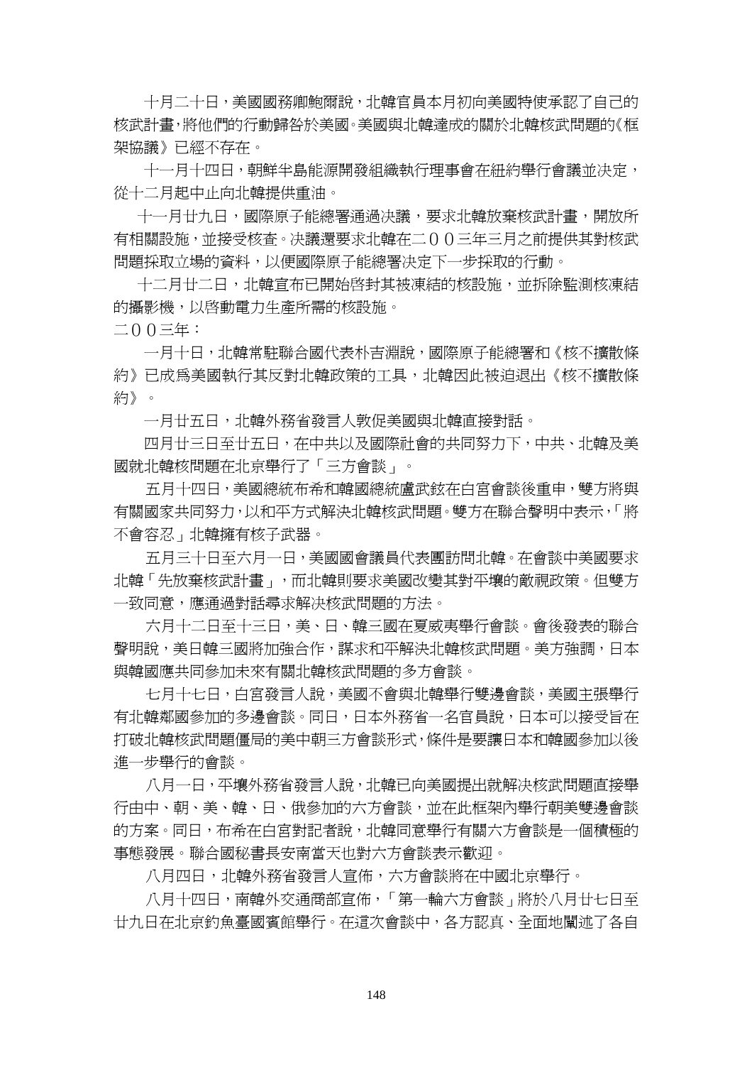十月二十日，美國國務卿鮑爾說，北韓官員本月初向美國特使承認了自己的核武計畫，將他們的行動歸咎於美國。美國與北韓達成的關於北韓核武問題的《框架協議》已經不存在。

十一月十四日，朝鮮半島能源開發組織執行理事會在紐約舉行會議並決定，從十二月起中止向北韓提供重油。

十一月廿九日，國際原子能總署通過決議，要求北韓放棄核武計畫，開放所有相關設施，並接受核查。決議還要求北韓在二００三年三月之前提供其對核武問題採取立場的資料，以便國際原子能總署決定下一步採取的行動。

十二月廿二日，北韓宣布已開始啓封其被凍結的核設施，並拆除監測核凍結的攝影機，以啓動電力生產所需的核設施。

二００三年：

一月十日，北韓常駐聯合國代表朴吉淵說，國際原子能總署和《核不擴散條約》已成爲美國執行其反對北韓政策的工具，北韓因此被迫退出《核不擴散條約》。

一月廿五日，北韓外務省發言人敦促美國與北韓直接對話。

四月廿三日至廿五日，在中共以及國際社會的共同努力下，中共、北韓及美國就北韓核問題在北京舉行了「三方會談」。

五月十四日，美國總統布希和韓國總統盧武鉉在白宮會談後重申，雙方將與有關國家共同努力，以和平方式解決北韓核武問題。雙方在聯合聲明中表示，「將不會容忍」北韓擁有核子武器。

五月三十日至六月一日，美國國會議員代表團訪問北韓。在會談中美國要求北韓「先放棄核武計畫」，而北韓則要求美國改變其對平壤的敵視政策。但雙方一致同意，應通過對話尋求解決核武問題的方法。

六月十二日至十三日，美、日、韓三國在夏威夷舉行會談。會後發表的聯合聲明說，美日韓三國將加強合作，謀求和平解決北韓核武問題。美方強調，日本與韓國應共同參加未來有關北韓核武問題的多方會談。

七月十七日，白宮發言人說，美國不會與北韓舉行雙邊會談，美國主張舉行有北韓鄰國參加的多邊會談。同日，日本外務省一名官員說，日本可以接受旨在打破北韓核武問題僵局的美中朝三方會談形式，條件是要讓日本和韓國參加以後進一步舉行的會談。

八月一日，平壤外務省發言人說，北韓已向美國提出就解決核武問題直接舉行由中、朝、美、韓、日、俄參加的六方會談，並在此框架內舉行朝美雙邊會談的方案。同日，布希在白宮對記者說，北韓同意舉行有關六方會談是一個積極的事態發展。聯合國秘書長安南當天也對六方會談表示歡迎。

八月四日，北韓外務省發言人宣佈，六方會談將在中國北京舉行。

八月十四日，南韓外交通商部宣佈，「第一輪六方會談」將於八月廿七日至廿九日在北京釣魚臺國賓館舉行。在這次會談中，各方認真、全面地闡述了各自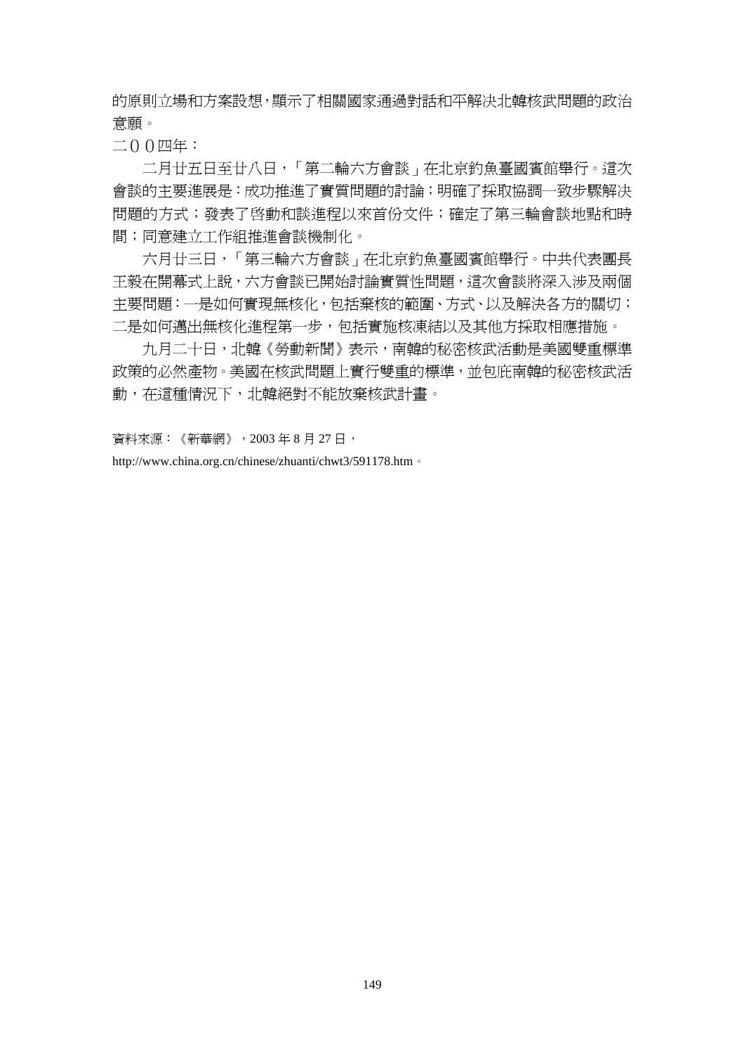的原則立場和方案設想，顯示了相關國家通過對話和平解決北韓核武問題的政治意願。

二００四年：

二月廿五日至廿八日，「第二輪六方會談」在北京釣魚臺國賓館舉行。這次會談的主要進展是：成功推進了實質問題的討論；明確了採取協調一致步驟解決問題的方式；發表了啟動和談進程以來首份文件；確定了第三輪會談地點和時間；同意建立工作組推進會談機制化。

六月廿三日，「第三輪六方會談」在北京釣魚臺國賓館舉行。中共代表團長王毅在開幕式上說，六方會談已開始討論實質性問題，這次會談將深入涉及兩個主要問題：一是如何實現無核化，包括棄核的範圍、方式、以及解決各方的關切；二是如何邁出無核化進程第一步，包括實施核凍結以及其他方採取相應措施。

九月二十日，北韓《勞動新聞》表示，南韓的秘密核武活動是美國雙重標準政策的必然產物。美國在核武問題上實行雙重的標準，並包庇南韓的秘密核武活動，在這種情況下，北韓絕對不能放棄核武計畫。

資料來源：《新華網》，2003 年 8 月 27 日，

http://www.china.org.cn/chinese/zhuanti/chwt3/591178.htm。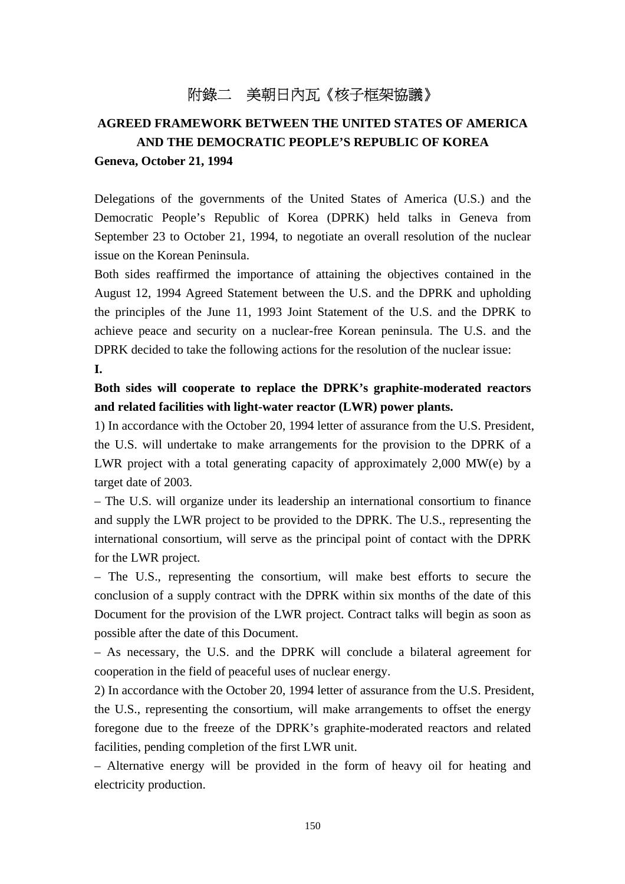# 附錄二　美朝日內瓦《核子框架協議》

## AGREED FRAMEWORK BETWEEN THE UNITED STATES OF AMERICA AND THE DEMOCRATIC PEOPLE'S REPUBLIC OF KOREA

**Geneva, October 21, 1994**

Delegations of the governments of the United States of America (U.S.) and the Democratic People's Republic of Korea (DPRK) held talks in Geneva from September 23 to October 21, 1994, to negotiate an overall resolution of the nuclear issue on the Korean Peninsula.

Both sides reaffirmed the importance of attaining the objectives contained in the August 12, 1994 Agreed Statement between the U.S. and the DPRK and upholding the principles of the June 11, 1993 Joint Statement of the U.S. and the DPRK to achieve peace and security on a nuclear-free Korean peninsula. The U.S. and the DPRK decided to take the following actions for the resolution of the nuclear issue:

**I.**

**Both sides will cooperate to replace the DPRK's graphite-moderated reactors and related facilities with light-water reactor (LWR) power plants.**

1) In accordance with the October 20, 1994 letter of assurance from the U.S. President, the U.S. will undertake to make arrangements for the provision to the DPRK of a LWR project with a total generating capacity of approximately 2,000 MW(e) by a target date of 2003.

– The U.S. will organize under its leadership an international consortium to finance and supply the LWR project to be provided to the DPRK. The U.S., representing the international consortium, will serve as the principal point of contact with the DPRK for the LWR project.

– The U.S., representing the consortium, will make best efforts to secure the conclusion of a supply contract with the DPRK within six months of the date of this Document for the provision of the LWR project. Contract talks will begin as soon as possible after the date of this Document.

– As necessary, the U.S. and the DPRK will conclude a bilateral agreement for cooperation in the field of peaceful uses of nuclear energy.

2) In accordance with the October 20, 1994 letter of assurance from the U.S. President, the U.S., representing the consortium, will make arrangements to offset the energy foregone due to the freeze of the DPRK's graphite-moderated reactors and related facilities, pending completion of the first LWR unit.

– Alternative energy will be provided in the form of heavy oil for heating and electricity production.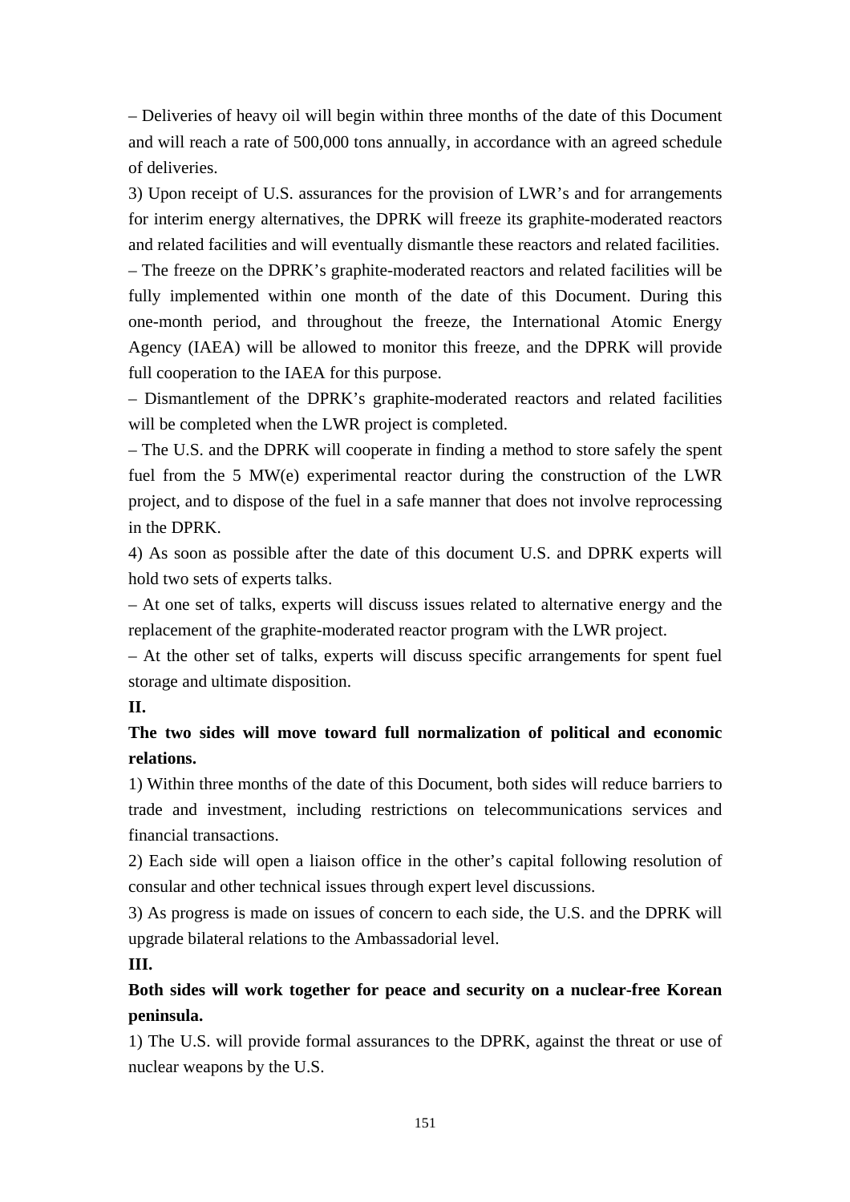– Deliveries of heavy oil will begin within three months of the date of this Document and will reach a rate of 500,000 tons annually, in accordance with an agreed schedule of deliveries.

3) Upon receipt of U.S. assurances for the provision of LWR's and for arrangements for interim energy alternatives, the DPRK will freeze its graphite-moderated reactors and related facilities and will eventually dismantle these reactors and related facilities.

– The freeze on the DPRK's graphite-moderated reactors and related facilities will be fully implemented within one month of the date of this Document. During this one-month period, and throughout the freeze, the International Atomic Energy Agency (IAEA) will be allowed to monitor this freeze, and the DPRK will provide full cooperation to the IAEA for this purpose.

– Dismantlement of the DPRK's graphite-moderated reactors and related facilities will be completed when the LWR project is completed.

– The U.S. and the DPRK will cooperate in finding a method to store safely the spent fuel from the 5 MW(e) experimental reactor during the construction of the LWR project, and to dispose of the fuel in a safe manner that does not involve reprocessing in the DPRK.

4) As soon as possible after the date of this document U.S. and DPRK experts will hold two sets of experts talks.

– At one set of talks, experts will discuss issues related to alternative energy and the replacement of the graphite-moderated reactor program with the LWR project.

– At the other set of talks, experts will discuss specific arrangements for spent fuel storage and ultimate disposition.

**II.**

**The two sides will move toward full normalization of political and economic relations.**

1) Within three months of the date of this Document, both sides will reduce barriers to trade and investment, including restrictions on telecommunications services and financial transactions.

2) Each side will open a liaison office in the other's capital following resolution of consular and other technical issues through expert level discussions.

3) As progress is made on issues of concern to each side, the U.S. and the DPRK will upgrade bilateral relations to the Ambassadorial level.

**III.**

**Both sides will work together for peace and security on a nuclear-free Korean peninsula.**

1) The U.S. will provide formal assurances to the DPRK, against the threat or use of nuclear weapons by the U.S.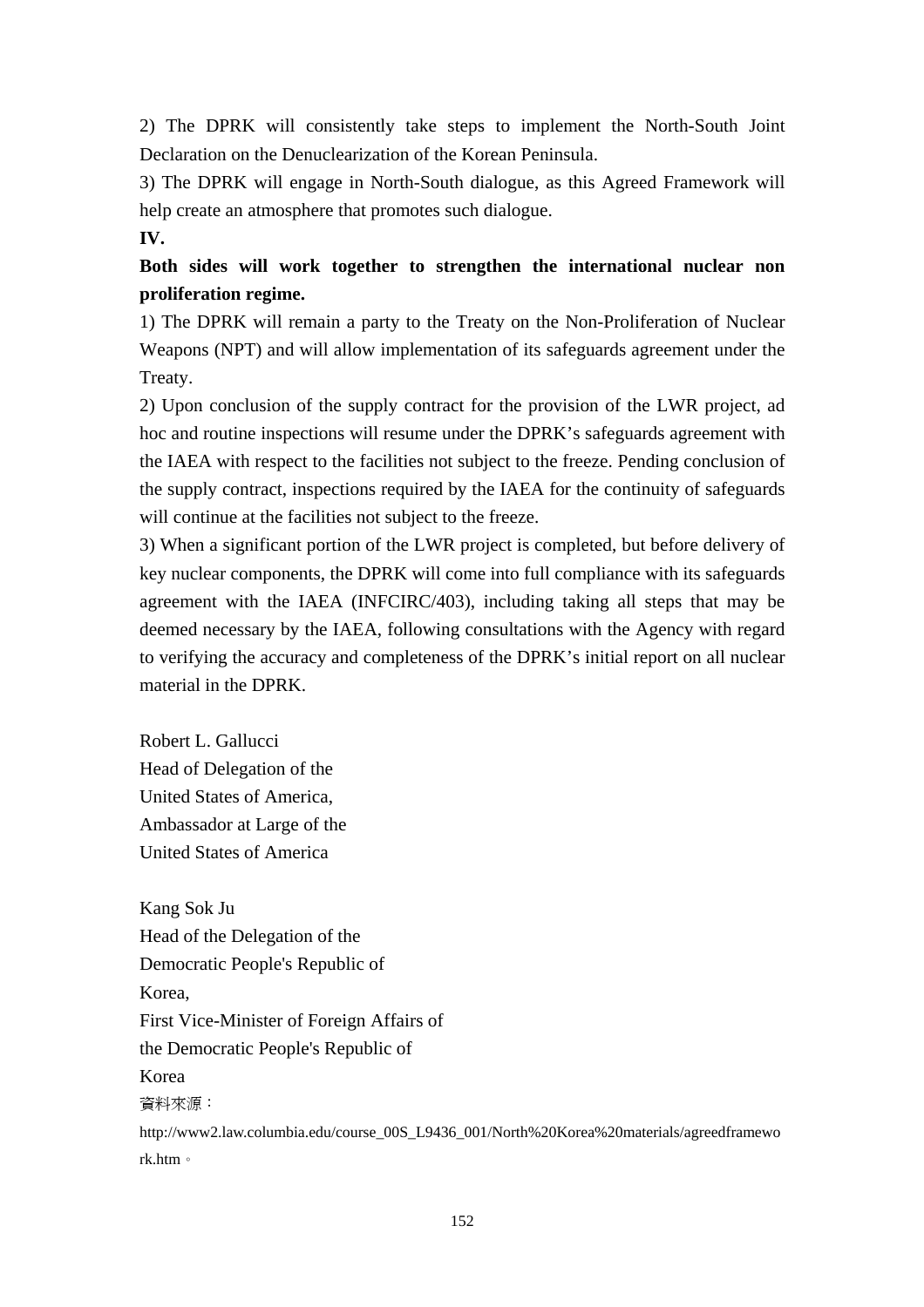2) The DPRK will consistently take steps to implement the North-South Joint Declaration on the Denuclearization of the Korean Peninsula.

3) The DPRK will engage in North-South dialogue, as this Agreed Framework will help create an atmosphere that promotes such dialogue.

**IV.**

**Both sides will work together to strengthen the international nuclear non proliferation regime.**

1) The DPRK will remain a party to the Treaty on the Non-Proliferation of Nuclear Weapons (NPT) and will allow implementation of its safeguards agreement under the Treaty.

2) Upon conclusion of the supply contract for the provision of the LWR project, ad hoc and routine inspections will resume under the DPRK's safeguards agreement with the IAEA with respect to the facilities not subject to the freeze. Pending conclusion of the supply contract, inspections required by the IAEA for the continuity of safeguards will continue at the facilities not subject to the freeze.

3) When a significant portion of the LWR project is completed, but before delivery of key nuclear components, the DPRK will come into full compliance with its safeguards agreement with the IAEA (INFCIRC/403), including taking all steps that may be deemed necessary by the IAEA, following consultations with the Agency with regard to verifying the accuracy and completeness of the DPRK's initial report on all nuclear material in the DPRK.

Robert L. Gallucci
Head of Delegation of the
United States of America,
Ambassador at Large of the
United States of America

Kang Sok Ju
Head of the Delegation of the
Democratic People's Republic of
Korea,
First Vice-Minister of Foreign Affairs of
the Democratic People's Republic of
Korea

資料來源：

http://www2.law.columbia.edu/course_00S_L9436_001/North%20Korea%20materials/agreedframework.htm。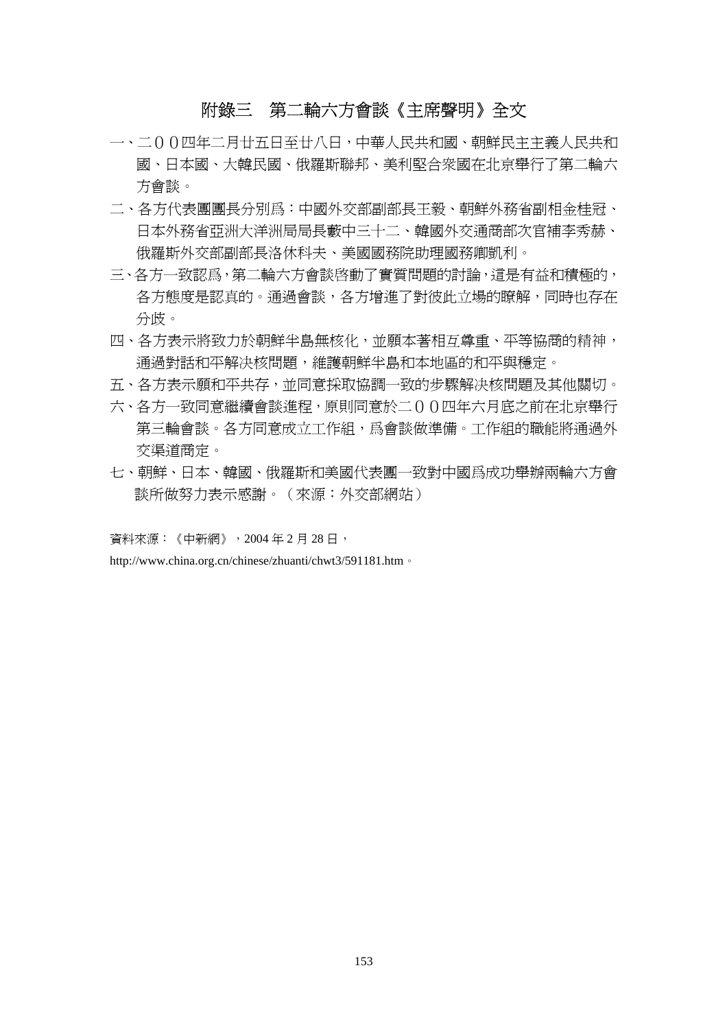# 附錄三　第二輪六方會談《主席聲明》全文

一、二００四年二月廿五日至廿八日，中華人民共和國、朝鮮民主主義人民共和國、日本國、大韓民國、俄羅斯聯邦、美利堅合衆國在北京舉行了第二輪六方會談。

二、各方代表團團長分別爲：中國外交部副部長王毅、朝鮮外務省副相金桂冠、日本外務省亞洲大洋洲局局長藪中三十二、韓國外交通商部次官補李秀赫、俄羅斯外交部副部長洛休科夫、美國國務院助理國務卿凱利。

三、各方一致認爲，第二輪六方會談啓動了實質問題的討論，這是有益和積極的，各方態度是認真的。通過會談，各方增進了對彼此立場的瞭解，同時也存在分歧。

四、各方表示將致力於朝鮮半島無核化，並願本著相互尊重、平等協商的精神，通過對話和平解決核問題，維護朝鮮半島和本地區的和平與穩定。

五、各方表示願和平共存，並同意採取協調一致的步驟解決核問題及其他關切。

六、各方一致同意繼續會談進程，原則同意於二００四年六月底之前在北京舉行第三輪會談。各方同意成立工作組，爲會談做準備。工作組的職能將通過外交渠道商定。

七、朝鮮、日本、韓國、俄羅斯和美國代表團一致對中國爲成功舉辦兩輪六方會談所做努力表示感謝。（來源：外交部網站）

資料來源：《中新網》，2004 年 2 月 28 日，

http://www.china.org.cn/chinese/zhuanti/chwt3/591181.htm。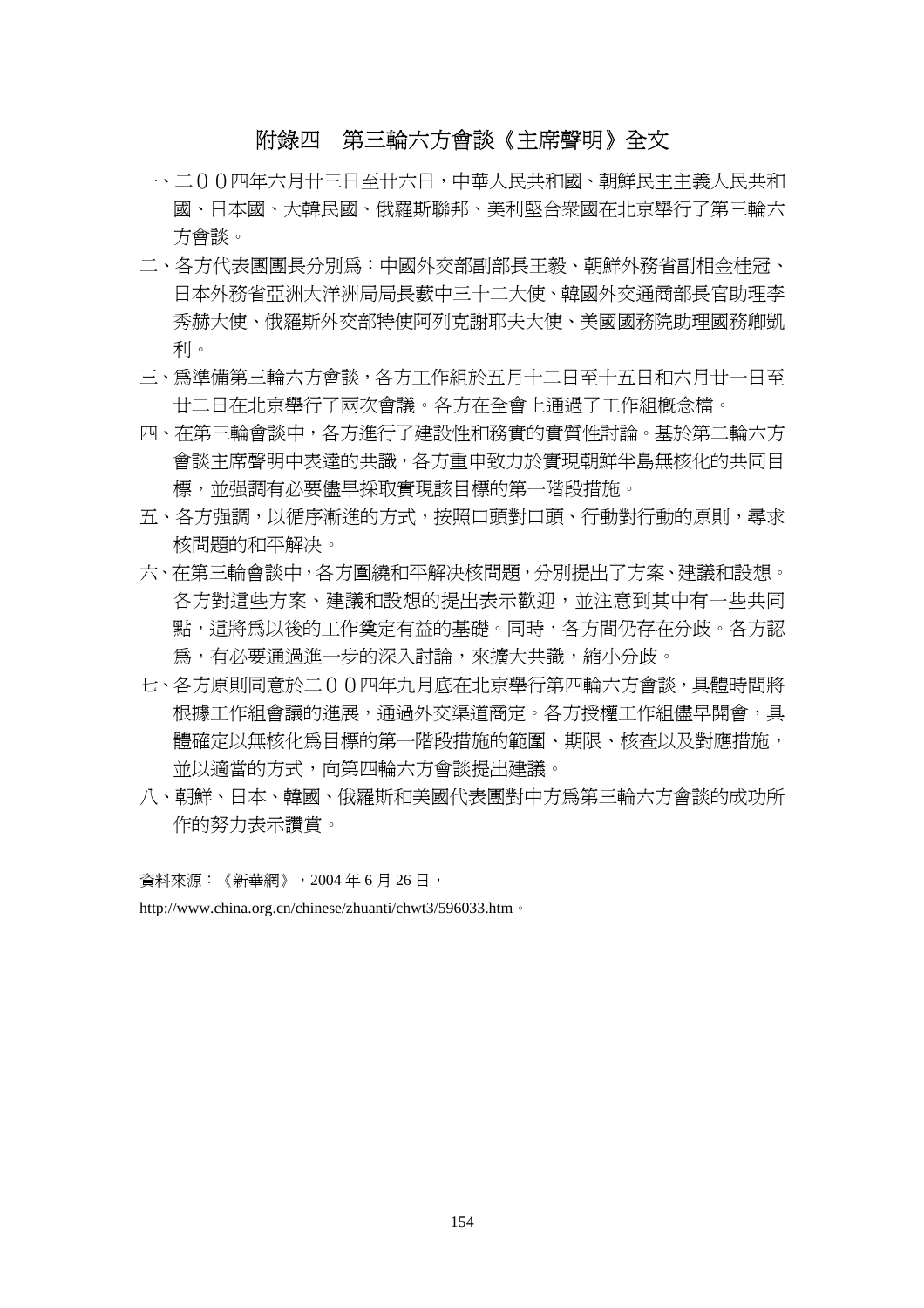# 附錄四　第三輪六方會談《主席聲明》全文

一、二００四年六月廿三日至廿六日，中華人民共和國、朝鮮民主主義人民共和國、日本國、大韓民國、俄羅斯聯邦、美利堅合衆國在北京舉行了第三輪六方會談。

二、各方代表團團長分別爲：中國外交部副部長王毅、朝鮮外務省副相金桂冠、日本外務省亞洲大洋洲局局長藪中三十二大使、韓國外交通商部長官助理李秀赫大使、俄羅斯外交部特使阿列克謝耶夫大使、美國國務院助理國務卿凱利。

三、爲準備第三輪六方會談，各方工作組於五月十二日至十五日和六月廿一日至廿二日在北京舉行了兩次會議。各方在全會上通過了工作組概念檔。

四、在第三輪會談中，各方進行了建設性和務實的實質性討論。基於第二輪六方會談主席聲明中表達的共識，各方重申致力於實現朝鮮半島無核化的共同目標，並强調有必要儘早採取實現該目標的第一階段措施。

五、各方强調，以循序漸進的方式，按照口頭對口頭、行動對行動的原則，尋求核問題的和平解决。

六、在第三輪會談中，各方圍繞和平解决核問題，分別提出了方案、建議和設想。各方對這些方案、建議和設想的提出表示歡迎，並注意到其中有一些共同點，這將爲以後的工作奠定有益的基礎。同時，各方間仍存在分歧。各方認爲，有必要通過進一步的深入討論，來擴大共識，縮小分歧。

七、各方原則同意於二００四年九月底在北京舉行第四輪六方會談，具體時間將根據工作組會議的進展，通過外交渠道商定。各方授權工作組儘早開會，具體確定以無核化爲目標的第一階段措施的範圍、期限、核查以及對應措施，並以適當的方式，向第四輪六方會談提出建議。

八、朝鮮、日本、韓國、俄羅斯和美國代表團對中方爲第三輪六方會談的成功所作的努力表示讚賞。

資料來源：《新華網》，2004 年 6 月 26 日，

http://www.china.org.cn/chinese/zhuanti/chwt3/596033.htm。